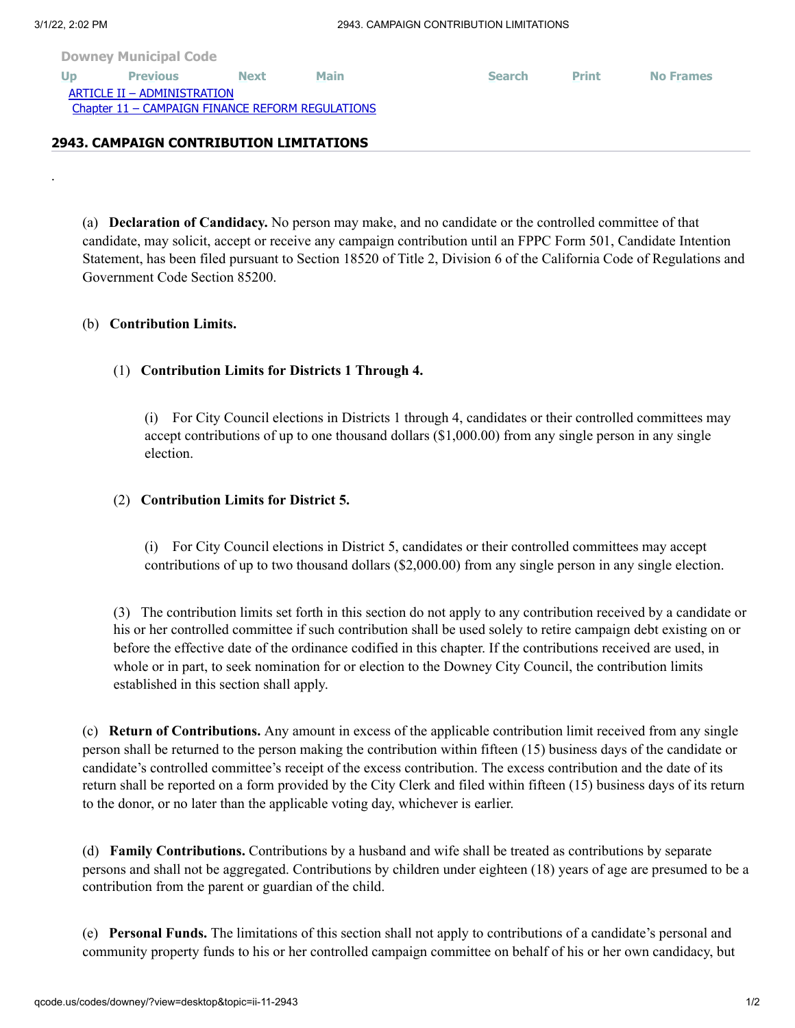Downey Municipal Code

ARTICLE II – ADMINISTRATION
Chapter 11 – CAMPAIGN FINANCE REFORM REGULATIONS

## 2943. CAMPAIGN CONTRIBUTION LIMITATIONS

(a) **Declaration of Candidacy.** No person may make, and no candidate or the controlled committee of that candidate, may solicit, accept or receive any campaign contribution until an FPPC Form 501, Candidate Intention Statement, has been filed pursuant to Section 18520 of Title 2, Division 6 of the California Code of Regulations and Government Code Section 85200.

(b) **Contribution Limits.**

(1) **Contribution Limits for Districts 1 Through 4.**

(i) For City Council elections in Districts 1 through 4, candidates or their controlled committees may accept contributions of up to one thousand dollars ($1,000.00) from any single person in any single election.

(2) **Contribution Limits for District 5.**

(i) For City Council elections in District 5, candidates or their controlled committees may accept contributions of up to two thousand dollars ($2,000.00) from any single person in any single election.

(3) The contribution limits set forth in this section do not apply to any contribution received by a candidate or his or her controlled committee if such contribution shall be used solely to retire campaign debt existing on or before the effective date of the ordinance codified in this chapter. If the contributions received are used, in whole or in part, to seek nomination for or election to the Downey City Council, the contribution limits established in this section shall apply.

(c) **Return of Contributions.** Any amount in excess of the applicable contribution limit received from any single person shall be returned to the person making the contribution within fifteen (15) business days of the candidate or candidate's controlled committee's receipt of the excess contribution. The excess contribution and the date of its return shall be reported on a form provided by the City Clerk and filed within fifteen (15) business days of its return to the donor, or no later than the applicable voting day, whichever is earlier.

(d) **Family Contributions.** Contributions by a husband and wife shall be treated as contributions by separate persons and shall not be aggregated. Contributions by children under eighteen (18) years of age are presumed to be a contribution from the parent or guardian of the child.

(e) **Personal Funds.** The limitations of this section shall not apply to contributions of a candidate's personal and community property funds to his or her controlled campaign committee on behalf of his or her own candidacy, but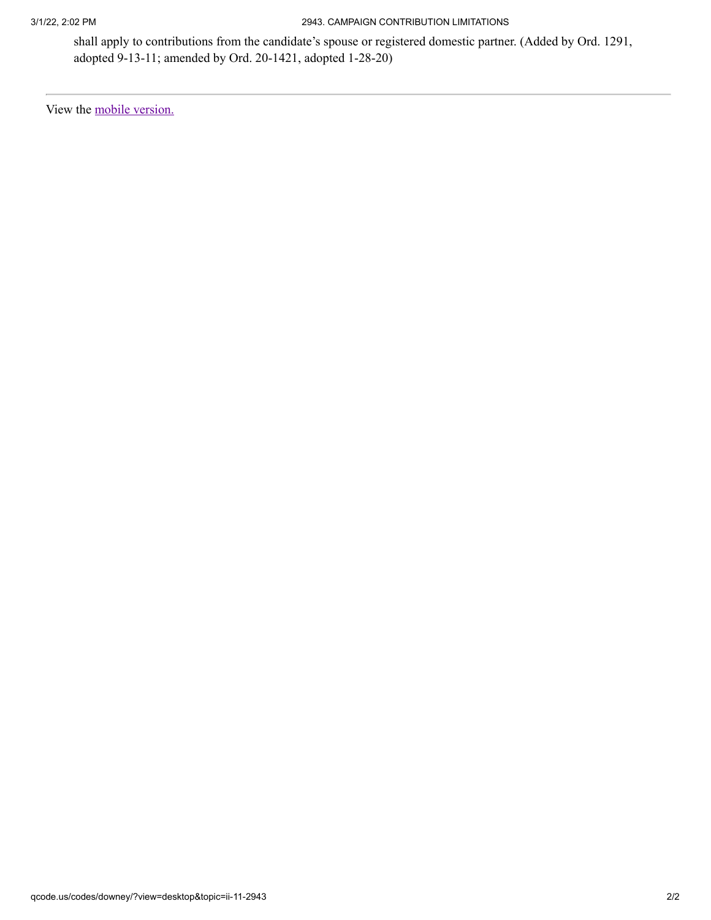shall apply to contributions from the candidate's spouse or registered domestic partner. (Added by Ord. 1291, adopted 9-13-11; amended by Ord. 20-1421, adopted 1-28-20)

---

View the mobile version.